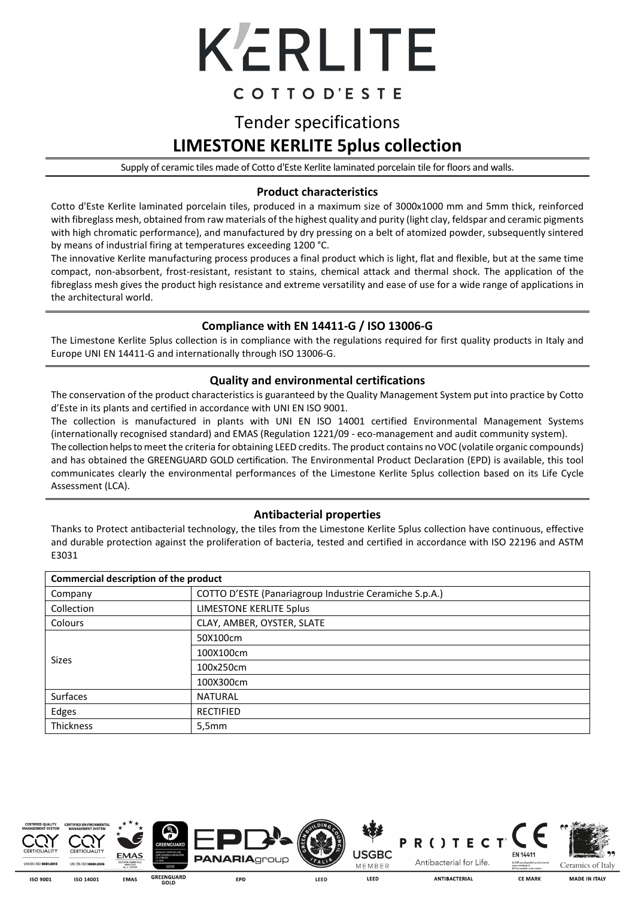# K'ERLITE

COTTO D'ESTE

# Tender specifications

# LIMESTONE KERLITE 5plus collection

Supply of ceramic tiles made of Cotto d'Este Kerlite laminated porcelain tile for floors and walls.

## Product characteristics

Cotto d'Este Kerlite laminated porcelain tiles, produced in a maximum size of 3000x1000 mm and 5mm thick, reinforced with fibreglass mesh, obtained from raw materials of the highest quality and purity (light clay, feldspar and ceramic pigments with high chromatic performance), and manufactured by dry pressing on a belt of atomized powder, subsequently sintered by means of industrial firing at temperatures exceeding 1200 °C.

The innovative Kerlite manufacturing process produces a final product which is light, flat and flexible, but at the same time compact, non-absorbent, frost-resistant, resistant to stains, chemical attack and thermal shock. The application of the fibreglass mesh gives the product high resistance and extreme versatility and ease of use for a wide range of applications in the architectural world.

## Compliance with EN 14411-G / ISO 13006-G

The Limestone Kerlite 5plus collection is in compliance with the regulations required for first quality products in Italy and Europe UNI EN 14411-G and internationally through ISO 13006-G.

## Quality and environmental certifications

The conservation of the product characteristics is guaranteed by the Quality Management System put into practice by Cotto d'Este in its plants and certified in accordance with UNI EN ISO 9001.

The collection is manufactured in plants with UNI EN ISO 14001 certified Environmental Management Systems (internationally recognised standard) and EMAS (Regulation 1221/09 - eco-management and audit community system).

The collection helps to meet the criteria for obtaining LEED credits. The product contains no VOC (volatile organic compounds) and has obtained the GREENGUARD GOLD certification. The Environmental Product Declaration (EPD) is available, this tool communicates clearly the environmental performances of the Limestone Kerlite 5plus collection based on its Life Cycle Assessment (LCA).

## Antibacterial properties

Thanks to Protect antibacterial technology, the tiles from the Limestone Kerlite 5plus collection have continuous, effective and durable protection against the proliferation of bacteria, tested and certified in accordance with ISO 22196 and ASTM E3031

| Commercial description of the product | |
|---|---|
| Company | COTTO D'ESTE (Panariagroup Industrie Ceramiche S.p.A.) |
| Collection | LIMESTONE KERLITE 5plus |
| Colours | CLAY, AMBER, OYSTER, SLATE |
| Sizes | 50X100cm |
| | 100X100cm |
| | 100x250cm |
| | 100X300cm |
| Surfaces | NATURAL |
| Edges | RECTIFIED |
| Thickness | 5,5mm |

ISO 9001 | ISO 14001 | EMAS | GREENGUARD GOLD | EPD | LEED | LEED | ANTIBACTERIAL | CE MARK | MADE IN ITALY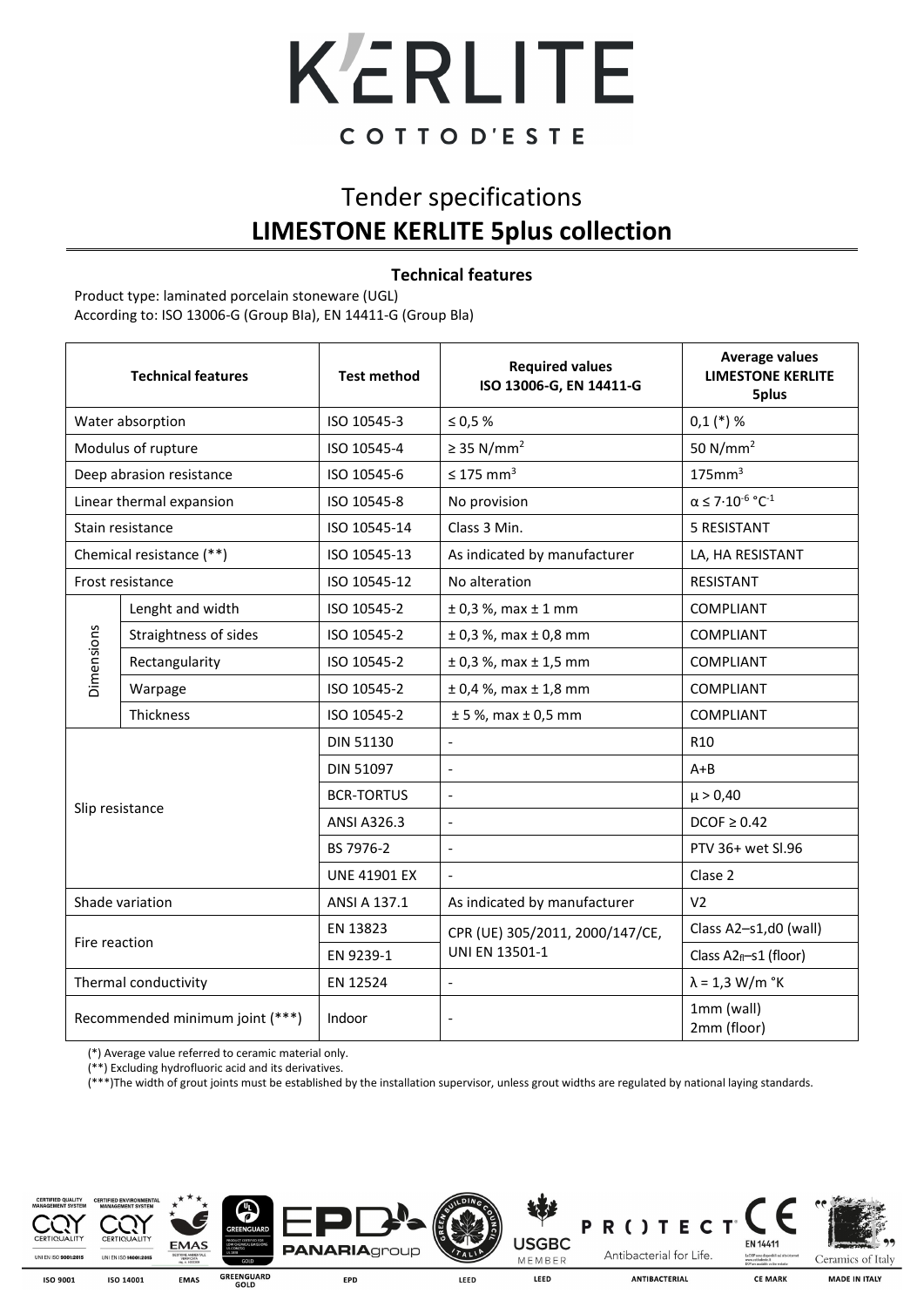# K'ERLITE

COTTO D'ESTE

## Tender specifications

## **LIMESTONE KERLITE 5plus collection**

### Technical features

Product type: laminated porcelain stoneware (UGL)
According to: ISO 13006-G (Group BIa), EN 14411-G (Group Bla)

| Technical features | | Test method | Required values ISO 13006-G, EN 14411-G | Average values LIMESTONE KERLITE 5plus |
|---|---|---|---|---|
| Water absorption | | ISO 10545-3 | ≤ 0,5 % | 0,1 (*) % |
| Modulus of rupture | | ISO 10545-4 | ≥ 35 N/mm$^2$ | 50 N/mm$^2$ |
| Deep abrasion resistance | | ISO 10545-6 | ≤ 175 mm$^3$ | 175mm$^3$ |
| Linear thermal expansion | | ISO 10545-8 | No provision | $\alpha \leq 7 \cdot 10^{-6}$ °C$^{-1}$ |
| Stain resistance | | ISO 10545-14 | Class 3 Min. | 5 RESISTANT |
| Chemical resistance (**) | | ISO 10545-13 | As indicated by manufacturer | LA, HA RESISTANT |
| Frost resistance | | ISO 10545-12 | No alteration | RESISTANT |
| Dimensions | Lenght and width | ISO 10545-2 | ± 0,3 %, max ± 1 mm | COMPLIANT |
| | Straightness of sides | ISO 10545-2 | ± 0,3 %, max ± 0,8 mm | COMPLIANT |
| | Rectangularity | ISO 10545-2 | ± 0,3 %, max ± 1,5 mm | COMPLIANT |
| | Warpage | ISO 10545-2 | ± 0,4 %, max ± 1,8 mm | COMPLIANT |
| | Thickness | ISO 10545-2 | ± 5 %, max ± 0,5 mm | COMPLIANT |
| Slip resistance | | DIN 51130 | - | R10 |
| | | DIN 51097 | - | A+B |
| | | BCR-TORTUS | - | µ > 0,40 |
| | | ANSI A326.3 | - | DCOF ≥ 0.42 |
| | | BS 7976-2 | - | PTV 36+ wet Sl.96 |
| | | UNE 41901 EX | - | Clase 2 |
| Shade variation | | ANSI A 137.1 | As indicated by manufacturer | V2 |
| Fire reaction | | EN 13823 | CPR (UE) 305/2011, 2000/147/CE, UNI EN 13501-1 | Class A2–s1,d0 (wall) |
| | | EN 9239-1 | | Class A2$_{fl}$–s1 (floor) |
| Thermal conductivity | | EN 12524 | - | λ = 1,3 W/m °K |
| Recommended minimum joint (***) | | Indoor | - | 1mm (wall) 2mm (floor) |

(*) Average value referred to ceramic material only.
(**) Excluding hydrofluoric acid and its derivatives.
(***)The width of grout joints must be established by the installation supervisor, unless grout widths are regulated by national laying standards.

ISO 9001 | ISO 14001 | EMAS | GREENGUARD GOLD | EPD | LEED | LEED | ANTIBACTERIAL | CE MARK | MADE IN ITALY